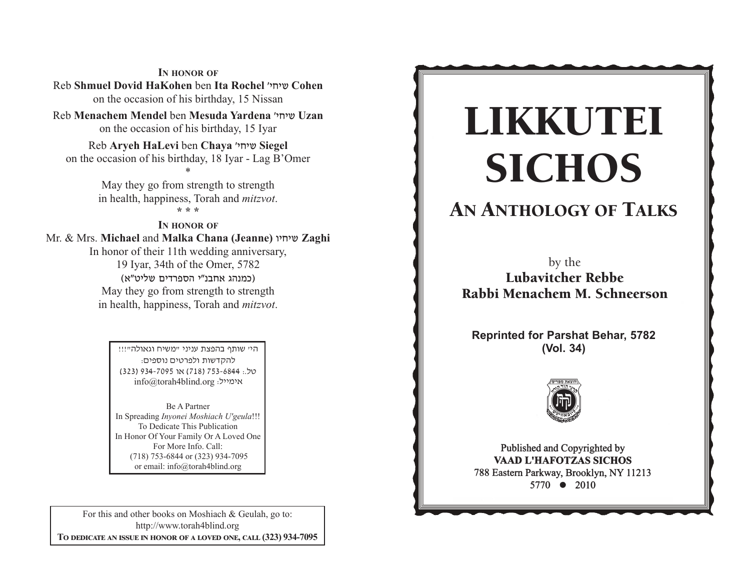**In honor of**

Reb **Shmuel Dovid HaKohen** ben **Ita Rochel** שיחי' **Cohen**
on the occasion of his birthday, 15 Nissan

Reb **Menachem Mendel** ben **Mesuda Yardena** שיחי' **Uzan**
on the occasion of his birthday, 15 Iyar

Reb **Aryeh HaLevi** ben **Chaya** שיחי' **Siegel**
on the occasion of his birthday, 18 Iyar - Lag B'Omer

*

May they go from strength to strength
in health, happiness, Torah and *mitzvot*.

\* \* \*

**In honor of**

Mr. & Mrs. **Michael** and **Malka Chana (Jeanne)** שיחיו **Zaghi**
In honor of their 11th wedding anniversary,
19 Iyar, 34th of the Omer, 5782
(כמנהג אחבנ"י הספרדים שליט"א)
May they go from strength to strength
in health, happiness, Torah and *mitzvot*.

הי' שותף בהפצת עניני "משיח וגאולה"!!!
להקדשות ולפרטים נוספים:
טל.: 753-6844 (718) או 934-7095 (323)
אימייל: info@torah4blind.org

Be A Partner
In Spreading *Inyonei Moshiach U'geula*!!!
To Dedicate This Publication
In Honor Of Your Family Or A Loved One
For More Info. Call:
(718) 753-6844 or (323) 934-7095
or email: info@torah4blind.org

For this and other books on Moshiach & Geulah, go to:
http://www.torah4blind.org
**To dedicate an issue in honor of a loved one, call (323) 934-7095**

# LIKKUTEI SICHOS

## An Anthology of Talks

by the
**Lubavitcher Rebbe**
**Rabbi Menachem M. Schneerson**

**Reprinted for Parshat Behar, 5782**
**(Vol. 34)**

Published and Copyrighted by
**VAAD L'HAFOTZAS SICHOS**
788 Eastern Parkway, Brooklyn, NY 11213
5770 • 2010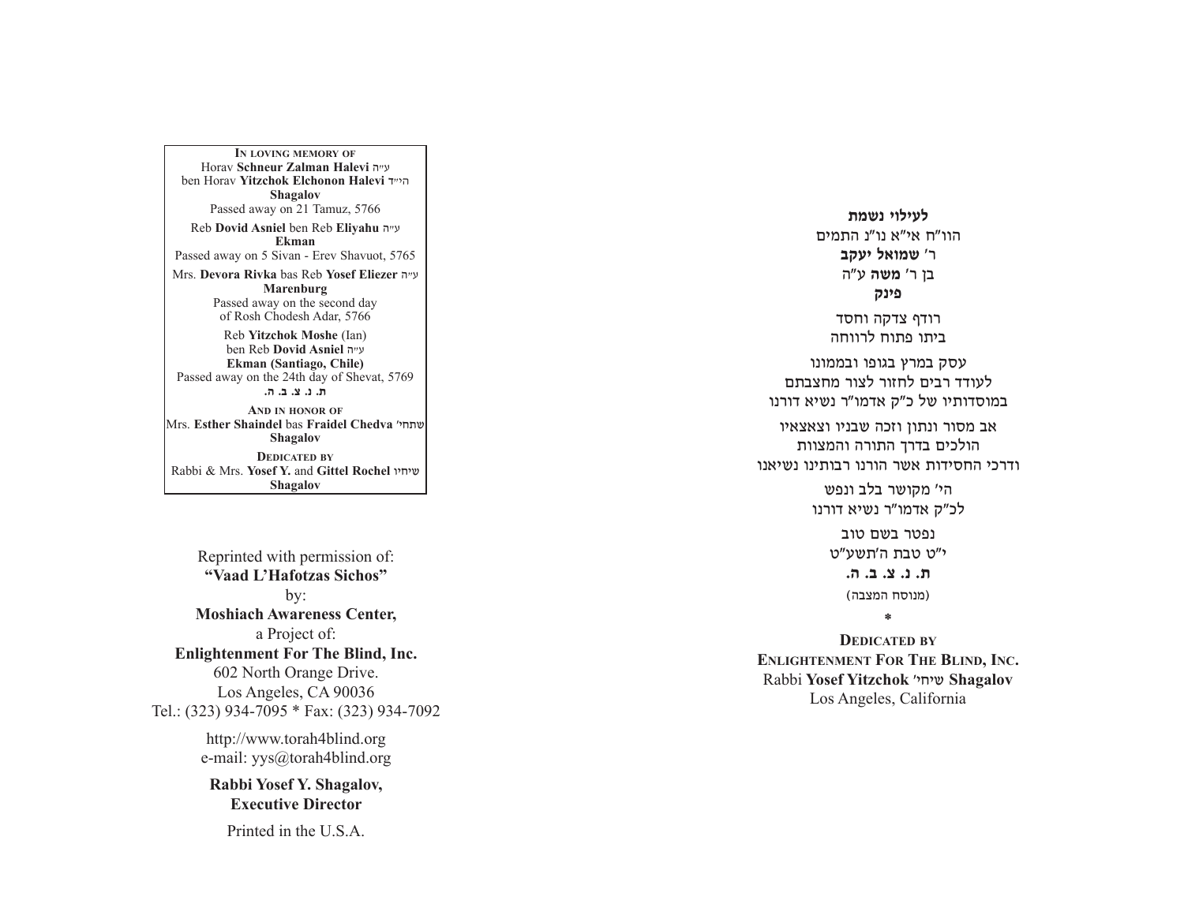**In loving memory of**
Horav **Schneur Zalman Halevi** ע"ה
ben Horav **Yitzchok Elchonon Halevi** הי"ד
**Shagalov**
Passed away on 21 Tamuz, 5766

Reb **Dovid Asniel** ben Reb **Eliyahu** ע"ה
**Ekman**
Passed away on 5 Sivan - Erev Shavuot, 5765

Mrs. **Devora Rivka** bas Reb **Yosef Eliezer** ע"ה
**Marenburg**
Passed away on the second day
of Rosh Chodesh Adar, 5766

Reb **Yitzchok Moshe** (Ian)
ben Reb **Dovid Asniel** ע"ה
**Ekman (Santiago, Chile)**
Passed away on the 24th day of Shevat, 5769
**ת. נ. צ. ב. ה.**

**And in honor of**
Mrs. **Esther Shaindel** bas **Fraidel Chedva** שתחי'
**Shagalov**

**Dedicated by**
Rabbi & Mrs. **Yosef Y.** and **Gittel Rochel** שיחיו
**Shagalov**

Reprinted with permission of:
**"Vaad L'Hafotzas Sichos"**
by:
**Moshiach Awareness Center,**
a Project of:
**Enlightenment For The Blind, Inc.**
602 North Orange Drive.
Los Angeles, CA 90036
Tel.: (323) 934-7095 * Fax: (323) 934-7092

http://www.torah4blind.org
e-mail: yys@torah4blind.org

**Rabbi Yosef Y. Shagalov,**
**Executive Director**

Printed in the U.S.A.

**לעילוי נשמת**
הוו"ח אי"א נו"נ התמים
ר' **שמואל יעקב**
בן ר' **משה** ע"ה
**פינק**

רודף צדקה וחסד
ביתו פתוח לרווחה

עסק במרץ בגופו ובממונו
לעודד רבים לחזור לצור מחצבתם
במוסדותיו של כ"ק אדמו"ר נשיא דורנו

אב מסור ונתון וזכה שבניו וצאצאיו
הולכים בדרך התורה והמצוות
ודרכי החסידות אשר הורנו רבותינו נשיאנו

הי' מקושר בלב ונפש
לכ"ק אדמו"ר נשיא דורנו

נפטר בשם טוב
י"ט טבת ה'תשע"ט
**ת. נ. צ. ב. ה.**
(מנוסח המצבה)

*

**Dedicated by**
**Enlightenment For The Blind, Inc.**
Rabbi **Yosef Yitzchok** שיחי' **Shagalov**
Los Angeles, California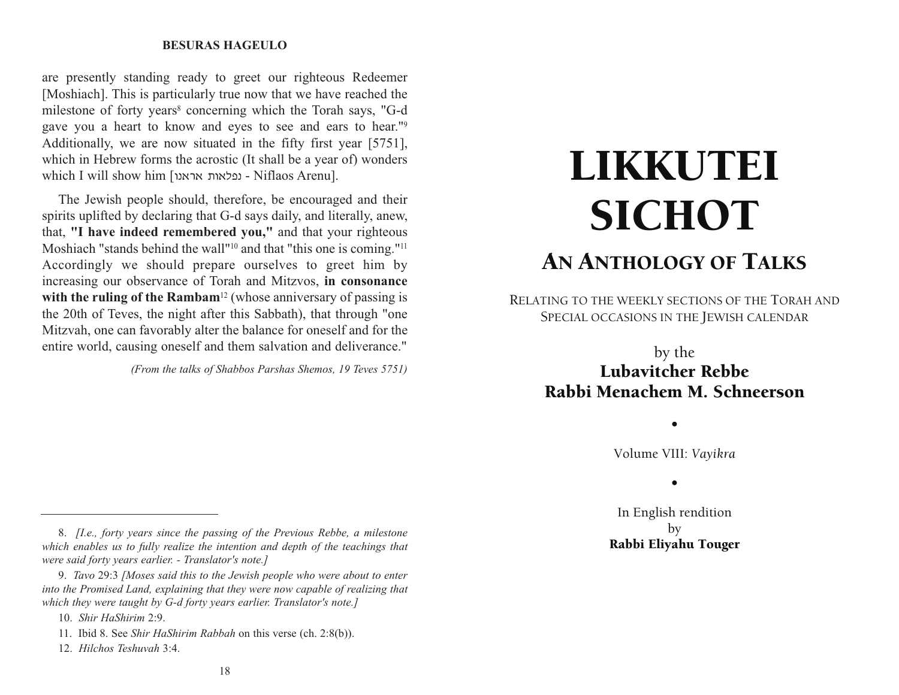are presently standing ready to greet our righteous Redeemer [Moshiach]. This is particularly true now that we have reached the milestone of forty years[8] concerning which the Torah says, "G-d gave you a heart to know and eyes to see and ears to hear."[9] Additionally, we are now situated in the fifty first year [5751], which in Hebrew forms the acrostic (It shall be a year of) wonders which I will show him [נפלאות אראנו - Niflaos Arenu].

The Jewish people should, therefore, be encouraged and their spirits uplifted by declaring that G-d says daily, and literally, anew, that, **"I have indeed remembered you,"** and that your righteous Moshiach "stands behind the wall"[10] and that "this one is coming."[11] Accordingly we should prepare ourselves to greet him by increasing our observance of Torah and Mitzvos, **in consonance with the ruling of the Rambam**[12] (whose anniversary of passing is the 20th of Teves, the night after this Sabbath), that through "one Mitzvah, one can favorably alter the balance for oneself and for the entire world, causing oneself and them salvation and deliverance."

*(From the talks of Shabbos Parshas Shemos, 19 Teves 5751)*

---

8. *[I.e., forty years since the passing of the Previous Rebbe, a milestone which enables us to fully realize the intention and depth of the teachings that were said forty years earlier. - Translator's note.]*

9. *Tavo* 29:3 *[Moses said this to the Jewish people who were about to enter into the Promised Land, explaining that they were now capable of realizing that which they were taught by G-d forty years earlier. Translator's note.]*

10. *Shir HaShirim* 2:9.

11. Ibid 8. See *Shir HaShirim Rabbah* on this verse (ch. 2:8(b)).

12. *Hilchos Teshuvah* 3:4.

# LIKKUTEI SICHOT

## AN ANTHOLOGY OF TALKS

RELATING TO THE WEEKLY SECTIONS OF THE TORAH AND SPECIAL OCCASIONS IN THE JEWISH CALENDAR

by the
**Lubavitcher Rebbe**
**Rabbi Menachem M. Schneerson**

•

Volume VIII: *Vayikra*

•

In English rendition
by
**Rabbi Eliyahu Touger**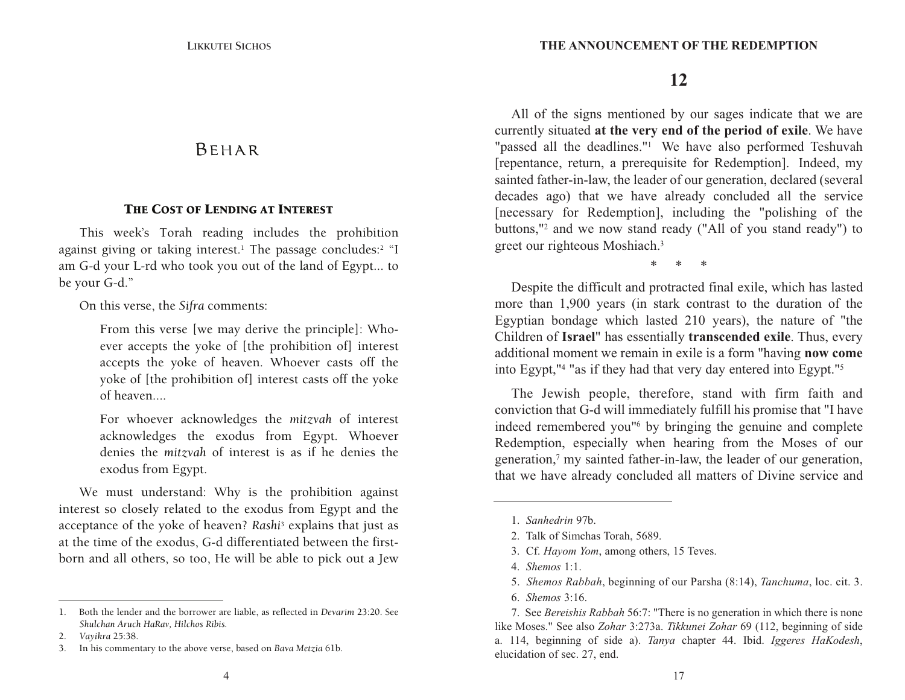# Behar

## The Cost of Lending at Interest

This week's Torah reading includes the prohibition against giving or taking interest.[1] The passage concludes:[2] "I am G-d your L-rd who took you out of the land of Egypt... to be your G-d."

On this verse, the *Sifra* comments:

> From this verse [we may derive the principle]: Whoever accepts the yoke of [the prohibition of] interest accepts the yoke of heaven. Whoever casts off the yoke of [the prohibition of] interest casts off the yoke of heaven....
>
> For whoever acknowledges the *mitzvah* of interest acknowledges the exodus from Egypt. Whoever denies the *mitzvah* of interest is as if he denies the exodus from Egypt.

We must understand: Why is the prohibition against interest so closely related to the exodus from Egypt and the acceptance of the yoke of heaven? *Rashi*[3] explains that just as at the time of the exodus, G-d differentiated between the first-born and all others, so too, He will be able to pick out a Jew

---

1. Both the lender and the borrower are liable, as reflected in *Devarim* 23:20. See *Shulchan Aruch HaRav, Hilchos Ribis.*
2. *Vayikra* 25:38.
3. In his commentary to the above verse, based on *Bava Metzia* 61b.

## 12

All of the signs mentioned by our sages indicate that we are currently situated **at the very end of the period of exile**. We have "passed all the deadlines."[1] We have also performed Teshuvah [repentance, return, a prerequisite for Redemption]. Indeed, my sainted father-in-law, the leader of our generation, declared (several decades ago) that we have already concluded all the service [necessary for Redemption], including the "polishing of the buttons,"[2] and we now stand ready ("All of you stand ready") to greet our righteous Moshiach.[3]

\* \* \*

Despite the difficult and protracted final exile, which has lasted more than 1,900 years (in stark contrast to the duration of the Egyptian bondage which lasted 210 years), the nature of "the Children of **Israel**" has essentially **transcended exile**. Thus, every additional moment we remain in exile is a form "having **now come** into Egypt,"[4] "as if they had that very day entered into Egypt."[5]

The Jewish people, therefore, stand with firm faith and conviction that G-d will immediately fulfill his promise that "I have indeed remembered you"[6] by bringing the genuine and complete Redemption, especially when hearing from the Moses of our generation,[7] my sainted father-in-law, the leader of our generation, that we have already concluded all matters of Divine service and

---

1. *Sanhedrin* 97b.
2. Talk of Simchas Torah, 5689.
3. Cf. *Hayom Yom*, among others, 15 Teves.
4. *Shemos* 1:1.
5. *Shemos Rabbah*, beginning of our Parsha (8:14), *Tanchuma*, loc. cit. 3.
6. *Shemos* 3:16.
7. See *Bereishis Rabbah* 56:7: "There is no generation in which there is none like Moses." See also *Zohar* 3:273a. *Tikkunei Zohar* 69 (112, beginning of side a. 114, beginning of side a). *Tanya* chapter 44. Ibid. *Iggeres HaKodesh*, elucidation of sec. 27, end.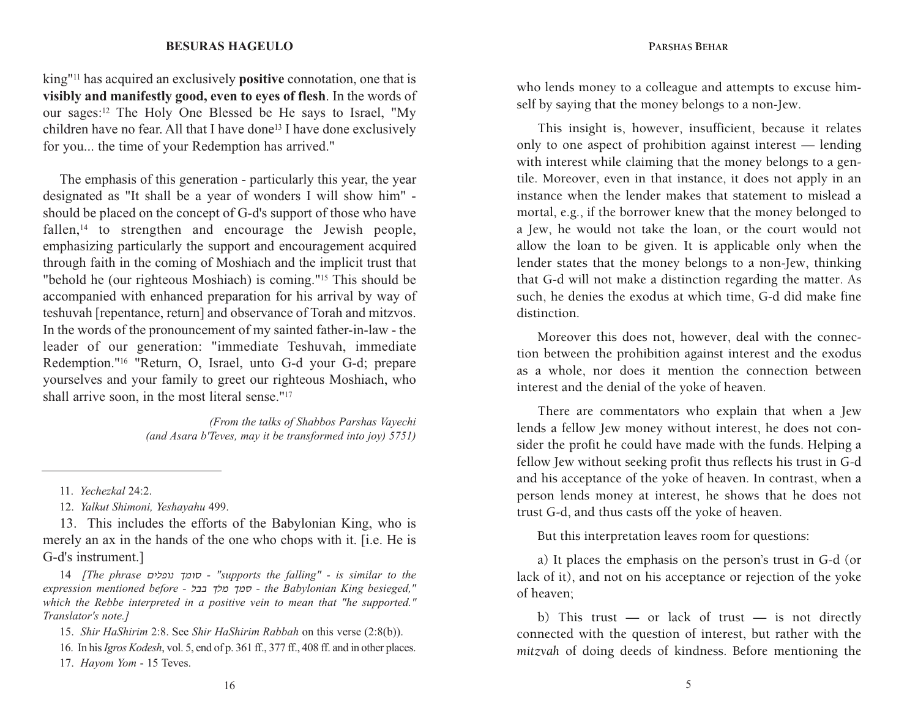king"[11] has acquired an exclusively **positive** connotation, one that is **visibly and manifestly good, even to eyes of flesh**. In the words of our sages:[12] The Holy One Blessed be He says to Israel, "My children have no fear. All that I have done[13] I have done exclusively for you... the time of your Redemption has arrived."

The emphasis of this generation - particularly this year, the year designated as "It shall be a year of wonders I will show him" - should be placed on the concept of G-d's support of those who have fallen,[14] to strengthen and encourage the Jewish people, emphasizing particularly the support and encouragement acquired through faith in the coming of Moshiach and the implicit trust that "behold he (our righteous Moshiach) is coming."[15] This should be accompanied with enhanced preparation for his arrival by way of teshuvah [repentance, return] and observance of Torah and mitzvos. In the words of the pronouncement of my sainted father-in-law - the leader of our generation: "immediate Teshuvah, immediate Redemption."[16] "Return, O, Israel, unto G-d your G-d; prepare yourselves and your family to greet our righteous Moshiach, who shall arrive soon, in the most literal sense."[17]

*(From the talks of Shabbos Parshas Vayechi (and Asara b'Teves, may it be transformed into joy) 5751)*

---

11. *Yechezkal* 24:2.

12. *Yalkut Shimoni, Yeshayahu* 499.

13. This includes the efforts of the Babylonian King, who is merely an ax in the hands of the one who chops with it. [i.e. He is G-d's instrument.]

14 *[The phrase סומך נופלים - "supports the falling" - is similar to the expression mentioned before - סמך מלך בבל - the Babylonian King besieged," which the Rebbe interpreted in a positive vein to mean that "he supported." Translator's note.]*

15. *Shir HaShirim* 2:8. See *Shir HaShirim Rabbah* on this verse (2:8(b)).

16. In his *Igros Kodesh*, vol. 5, end of p. 361 ff., 377 ff., 408 ff. and in other places.

17. *Hayom Yom* - 15 Teves.

who lends money to a colleague and attempts to excuse himself by saying that the money belongs to a non-Jew.

This insight is, however, insufficient, because it relates only to one aspect of prohibition against interest — lending with interest while claiming that the money belongs to a gentile. Moreover, even in that instance, it does not apply in an instance when the lender makes that statement to mislead a mortal, e.g., if the borrower knew that the money belonged to a Jew, he would not take the loan, or the court would not allow the loan to be given. It is applicable only when the lender states that the money belongs to a non-Jew, thinking that G-d will not make a distinction regarding the matter. As such, he denies the exodus at which time, G-d did make fine distinction.

Moreover this does not, however, deal with the connection between the prohibition against interest and the exodus as a whole, nor does it mention the connection between interest and the denial of the yoke of heaven.

There are commentators who explain that when a Jew lends a fellow Jew money without interest, he does not consider the profit he could have made with the funds. Helping a fellow Jew without seeking profit thus reflects his trust in G-d and his acceptance of the yoke of heaven. In contrast, when a person lends money at interest, he shows that he does not trust G-d, and thus casts off the yoke of heaven.

But this interpretation leaves room for questions:

a) It places the emphasis on the person's trust in G-d (or lack of it), and not on his acceptance or rejection of the yoke of heaven;

b) This trust — or lack of trust — is not directly connected with the question of interest, but rather with the *mitzvah* of doing deeds of kindness. Before mentioning the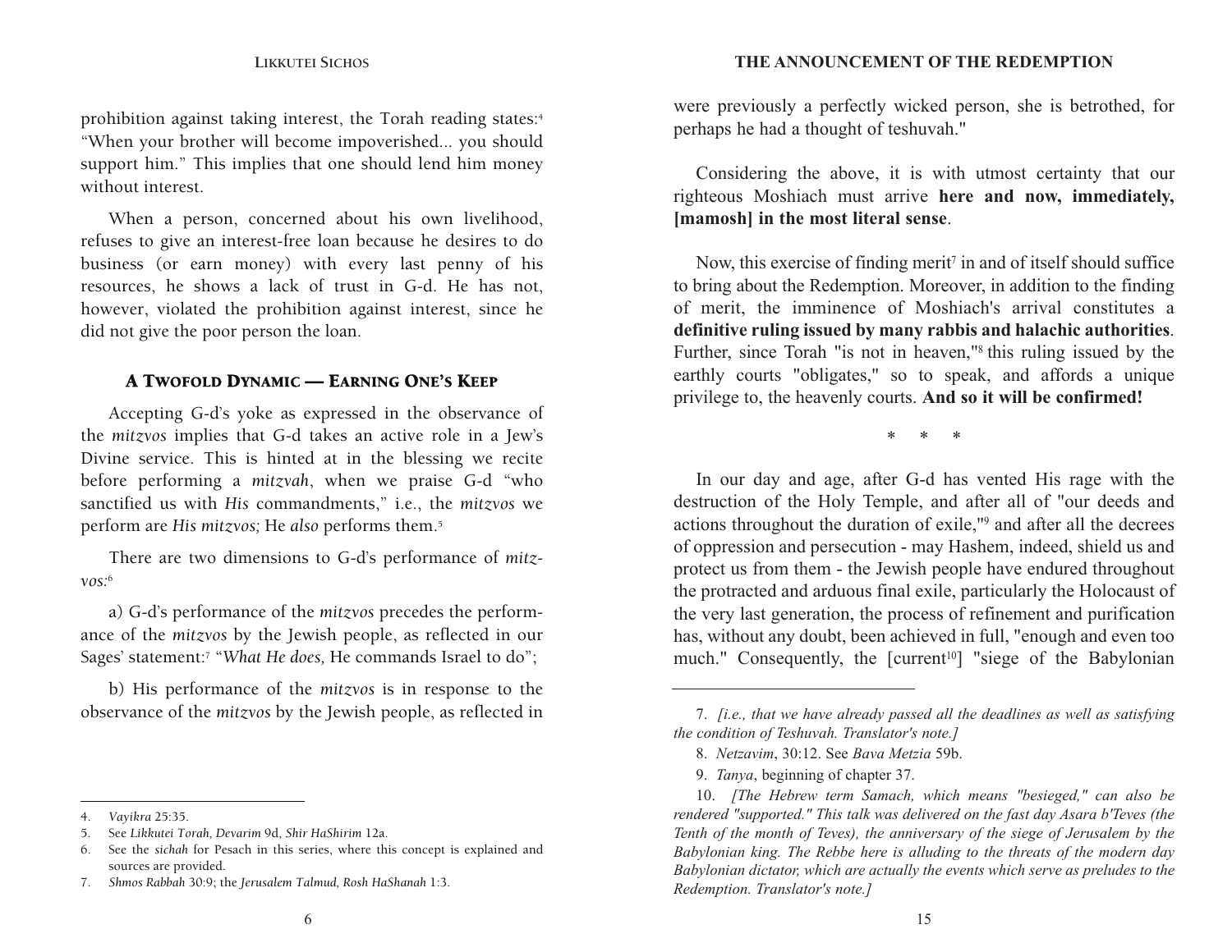prohibition against taking interest, the Torah reading states:[4] "When your brother will become impoverished... you should support him." This implies that one should lend him money without interest.

When a person, concerned about his own livelihood, refuses to give an interest-free loan because he desires to do business (or earn money) with every last penny of his resources, he shows a lack of trust in G-d. He has not, however, violated the prohibition against interest, since he did not give the poor person the loan.

### A Twofold Dynamic — Earning One's Keep

Accepting G-d's yoke as expressed in the observance of the *mitzvos* implies that G-d takes an active role in a Jew's Divine service. This is hinted at in the blessing we recite before performing a *mitzvah*, when we praise G-d "who sanctified us with *His* commandments," i.e., the *mitzvos* we perform are *His mitzvos;* He *also* performs them.[5]

There are two dimensions to G-d's performance of *mitzvos:*[6]

a) G-d's performance of the *mitzvos* precedes the performance of the *mitzvos* by the Jewish people, as reflected in our Sages' statement:[7] "*What He does,* He commands Israel to do";

b) His performance of the *mitzvos* is in response to the observance of the *mitzvos* by the Jewish people, as reflected in

4. *Vayikra* 25:35.

5. See *Likkutei Torah, Devarim* 9d, *Shir HaShirim* 12a.

6. See the *sichah* for Pesach in this series, where this concept is explained and sources are provided.

7. *Shmos Rabbah* 30:9; the *Jerusalem Talmud, Rosh HaShanah* 1:3.

were previously a perfectly wicked person, she is betrothed, for perhaps he had a thought of teshuvah."

Considering the above, it is with utmost certainty that our righteous Moshiach must arrive **here and now, immediately, [mamosh] in the most literal sense**.

Now, this exercise of finding merit[7] in and of itself should suffice to bring about the Redemption. Moreover, in addition to the finding of merit, the imminence of Moshiach's arrival constitutes a **definitive ruling issued by many rabbis and halachic authorities**. Further, since Torah "is not in heaven,"[8] this ruling issued by the earthly courts "obligates," so to speak, and affords a unique privilege to, the heavenly courts. **And so it will be confirmed!**

\* \* \*

In our day and age, after G-d has vented His rage with the destruction of the Holy Temple, and after all of "our deeds and actions throughout the duration of exile,"[9] and after all the decrees of oppression and persecution - may Hashem, indeed, shield us and protect us from them - the Jewish people have endured throughout the protracted and arduous final exile, particularly the Holocaust of the very last generation, the process of refinement and purification has, without any doubt, been achieved in full, "enough and even too much." Consequently, the [current[10]] "siege of the Babylonian

7. *[i.e., that we have already passed all the deadlines as well as satisfying the condition of Teshuvah. Translator's note.]*

8. *Netzavim*, 30:12. See *Bava Metzia* 59b.

9. *Tanya*, beginning of chapter 37.

10. *[The Hebrew term Samach, which means "besieged," can also be rendered "supported." This talk was delivered on the fast day Asara b'Teves (the Tenth of the month of Teves), the anniversary of the siege of Jerusalem by the Babylonian king. The Rebbe here is alluding to the threats of the modern day Babylonian dictator, which are actually the events which serve as preludes to the Redemption. Translator's note.]*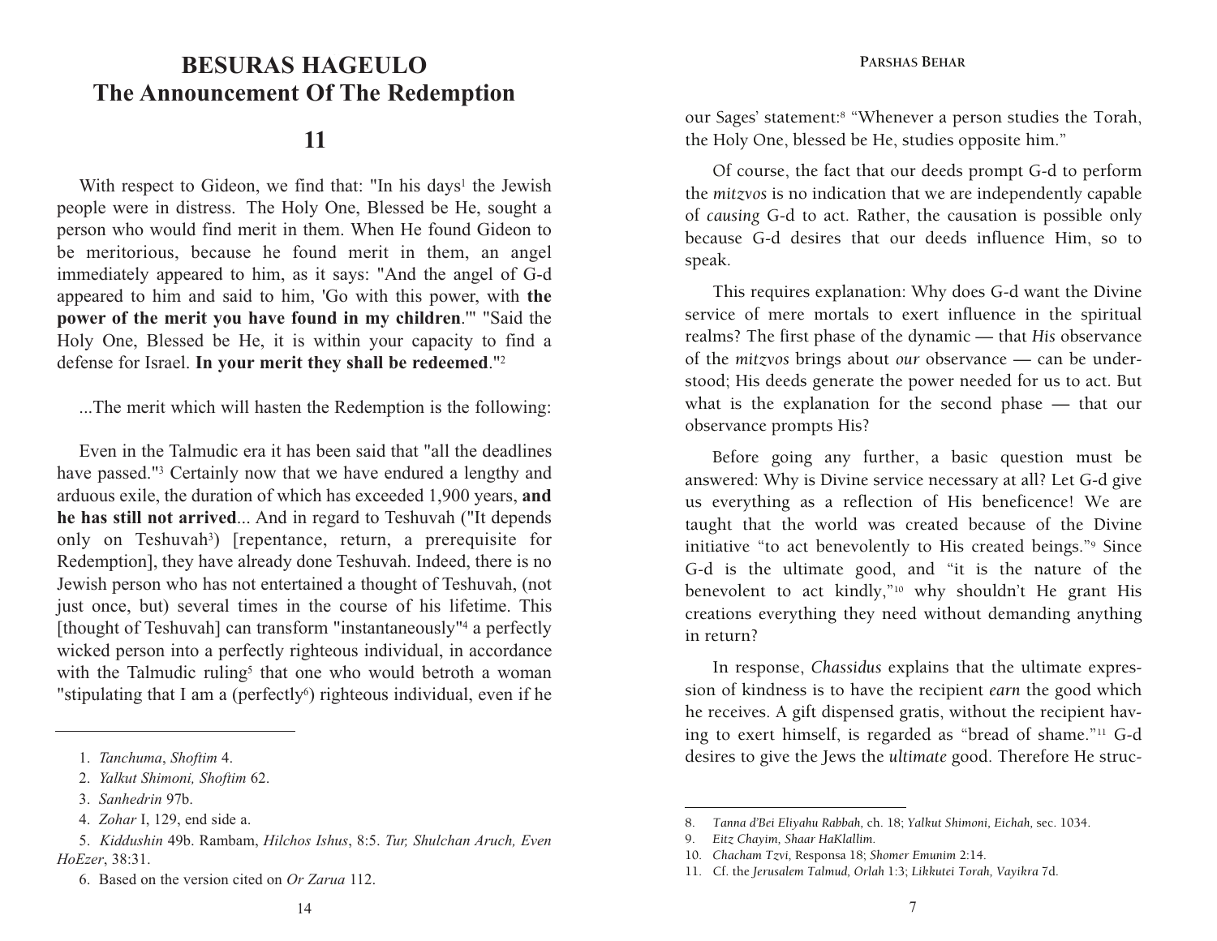# BESURAS HAGEULO
# The Announcement Of The Redemption

## 11

With respect to Gideon, we find that: "In his days[1] the Jewish people were in distress. The Holy One, Blessed be He, sought a person who would find merit in them. When He found Gideon to be meritorious, because he found merit in them, an angel immediately appeared to him, as it says: "And the angel of G-d appeared to him and said to him, 'Go with this power, with **the power of the merit you have found in my children**.'" "Said the Holy One, Blessed be He, it is within your capacity to find a defense for Israel. **In your merit they shall be redeemed**."[2]

...The merit which will hasten the Redemption is the following:

Even in the Talmudic era it has been said that "all the deadlines have passed."[3] Certainly now that we have endured a lengthy and arduous exile, the duration of which has exceeded 1,900 years, **and he has still not arrived**... And in regard to Teshuvah ("It depends only on Teshuvah[3]) [repentance, return, a prerequisite for Redemption], they have already done Teshuvah. Indeed, there is no Jewish person who has not entertained a thought of Teshuvah, (not just once, but) several times in the course of his lifetime. This [thought of Teshuvah] can transform "instantaneously"[4] a perfectly wicked person into a perfectly righteous individual, in accordance with the Talmudic ruling[5] that one who would betroth a woman "stipulating that I am a (perfectly[6]) righteous individual, even if he

1. *Tanchuma*, *Shoftim* 4.
2. *Yalkut Shimoni, Shoftim* 62.
3. *Sanhedrin* 97b.
4. *Zohar* I, 129, end side a.
5. *Kiddushin* 49b. Rambam, *Hilchos Ishus*, 8:5. *Tur, Shulchan Aruch, Even HoEzer*, 38:31.
6. Based on the version cited on *Or Zarua* 112.

our Sages' statement:[8] "Whenever a person studies the Torah, the Holy One, blessed be He, studies opposite him."

Of course, the fact that our deeds prompt G-d to perform the *mitzvos* is no indication that we are independently capable of *causing* G-d to act. Rather, the causation is possible only because G-d desires that our deeds influence Him, so to speak.

This requires explanation: Why does G-d want the Divine service of mere mortals to exert influence in the spiritual realms? The first phase of the dynamic — that *His* observance of the *mitzvos* brings about *our* observance — can be understood; His deeds generate the power needed for us to act. But what is the explanation for the second phase — that our observance prompts His?

Before going any further, a basic question must be answered: Why is Divine service necessary at all? Let G-d give us everything as a reflection of His beneficence! We are taught that the world was created because of the Divine initiative "to act benevolently to His created beings."[9] Since G-d is the ultimate good, and "it is the nature of the benevolent to act kindly,"[10] why shouldn't He grant His creations everything they need without demanding anything in return?

In response, *Chassidus* explains that the ultimate expression of kindness is to have the recipient *earn* the good which he receives. A gift dispensed gratis, without the recipient having to exert himself, is regarded as "bread of shame."[11] G-d desires to give the Jews the *ultimate* good. Therefore He struc-

8. *Tanna d'Bei Eliyahu Rabbah*, ch. 18; *Yalkut Shimoni, Eichah*, sec. 1034.
9. *Eitz Chayim, Shaar HaKlallim.*
10. *Chacham Tzvi*, Responsa 18; *Shomer Emunim* 2:14.
11. Cf. the *Jerusalem Talmud, Orlah* 1:3; *Likkutei Torah, Vayikra* 7d.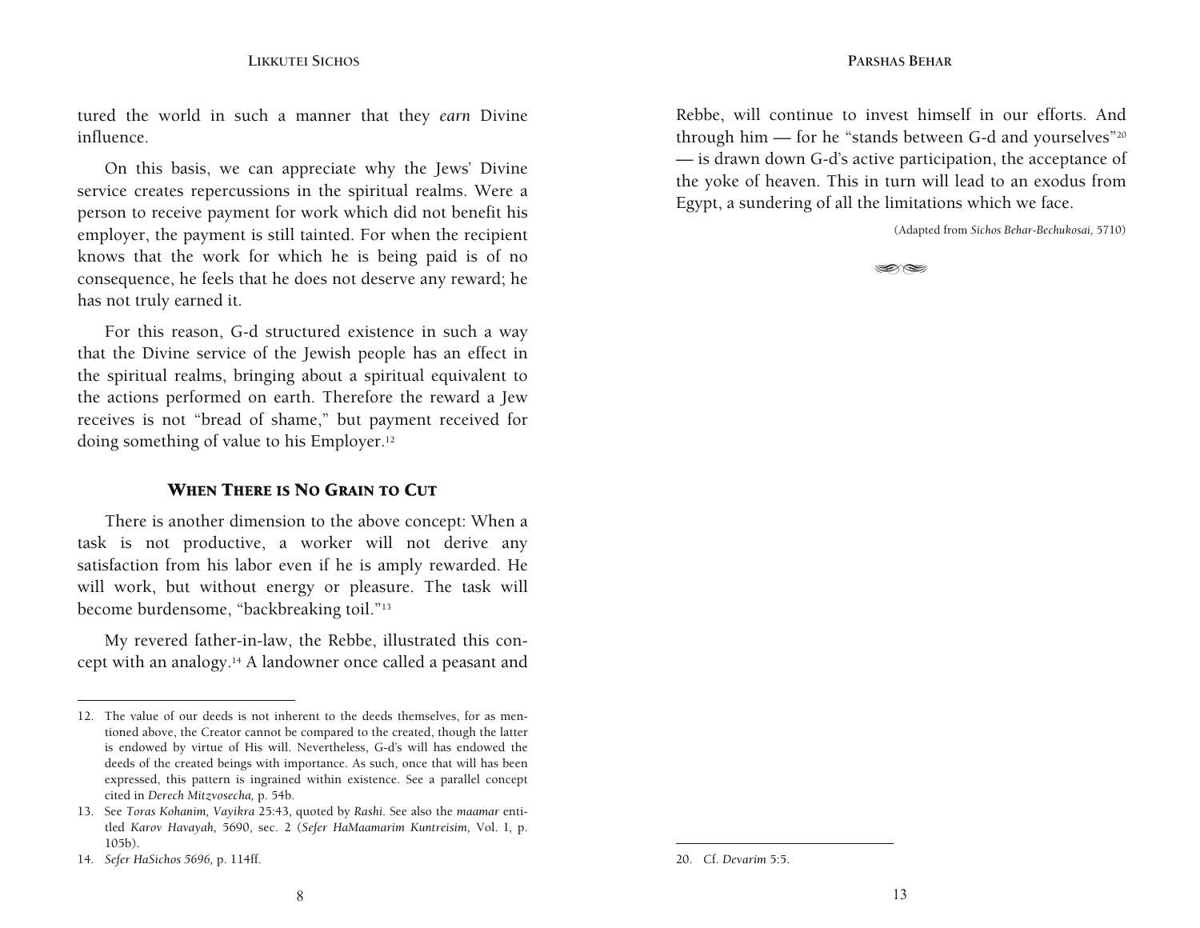tured the world in such a manner that they *earn* Divine influence.

On this basis, we can appreciate why the Jews' Divine service creates repercussions in the spiritual realms. Were a person to receive payment for work which did not benefit his employer, the payment is still tainted. For when the recipient knows that the work for which he is being paid is of no consequence, he feels that he does not deserve any reward; he has not truly earned it.

For this reason, G-d structured existence in such a way that the Divine service of the Jewish people has an effect in the spiritual realms, bringing about a spiritual equivalent to the actions performed on earth. Therefore the reward a Jew receives is not "bread of shame," but payment received for doing something of value to his Employer.[12]

## When There is No Grain to Cut

There is another dimension to the above concept: When a task is not productive, a worker will not derive any satisfaction from his labor even if he is amply rewarded. He will work, but without energy or pleasure. The task will become burdensome, "backbreaking toil."[13]

My revered father-in-law, the Rebbe, illustrated this concept with an analogy.[14] A landowner once called a peasant and

12. The value of our deeds is not inherent to the deeds themselves, for as mentioned above, the Creator cannot be compared to the created, though the latter is endowed by virtue of His will. Nevertheless, G-d's will has endowed the deeds of the created beings with importance. As such, once that will has been expressed, this pattern is ingrained within existence. See a parallel concept cited in *Derech Mitzvosecha,* p. 54b.

13. See *Toras Kohanim, Vayikra* 25:43, quoted by *Rashi*. See also the *maamar* entitled *Karov Havayah,* 5690, sec. 2 (*Sefer HaMaamarim Kuntreisim,* Vol. I, p. 105b).

14. *Sefer HaSichos 5696,* p. 114ff.

Rebbe, will continue to invest himself in our efforts. And through him — for he "stands between G-d and yourselves"[20] — is drawn down G-d's active participation, the acceptance of the yoke of heaven. This in turn will lead to an exodus from Egypt, a sundering of all the limitations which we face.

(Adapted from *Sichos Behar-Bechukosai,* 5710)

20. Cf. *Devarim* 5:5.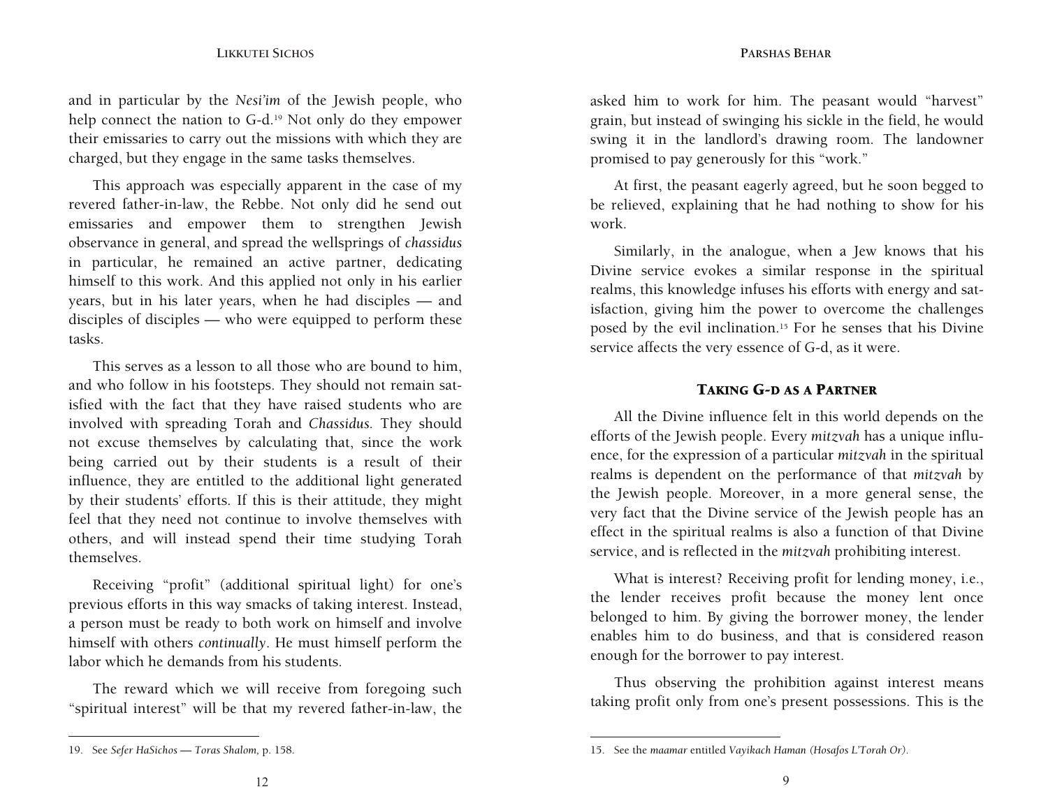and in particular by the *Nesi'im* of the Jewish people, who help connect the nation to G-d.[19] Not only do they empower their emissaries to carry out the missions with which they are charged, but they engage in the same tasks themselves.

This approach was especially apparent in the case of my revered father-in-law, the Rebbe. Not only did he send out emissaries and empower them to strengthen Jewish observance in general, and spread the wellsprings of *chassidus* in particular, he remained an active partner, dedicating himself to this work. And this applied not only in his earlier years, but in his later years, when he had disciples — and disciples of disciples — who were equipped to perform these tasks.

This serves as a lesson to all those who are bound to him, and who follow in his footsteps. They should not remain satisfied with the fact that they have raised students who are involved with spreading Torah and *Chassidus*. They should not excuse themselves by calculating that, since the work being carried out by their students is a result of their influence, they are entitled to the additional light generated by their students' efforts. If this is their attitude, they might feel that they need not continue to involve themselves with others, and will instead spend their time studying Torah themselves.

Receiving "profit" (additional spiritual light) for one's previous efforts in this way smacks of taking interest. Instead, a person must be ready to both work on himself and involve himself with others *continually*. He must himself perform the labor which he demands from his students.

The reward which we will receive from foregoing such "spiritual interest" will be that my revered father-in-law, the

19. See *Sefer HaSichos — Toras Shalom*, p. 158.

asked him to work for him. The peasant would "harvest" grain, but instead of swinging his sickle in the field, he would swing it in the landlord's drawing room. The landowner promised to pay generously for this "work."

At first, the peasant eagerly agreed, but he soon begged to be relieved, explaining that he had nothing to show for his work.

Similarly, in the analogue, when a Jew knows that his Divine service evokes a similar response in the spiritual realms, this knowledge infuses his efforts with energy and satisfaction, giving him the power to overcome the challenges posed by the evil inclination.[15] For he senses that his Divine service affects the very essence of G-d, as it were.

## Taking G-d as a Partner

All the Divine influence felt in this world depends on the efforts of the Jewish people. Every *mitzvah* has a unique influence, for the expression of a particular *mitzvah* in the spiritual realms is dependent on the performance of that *mitzvah* by the Jewish people. Moreover, in a more general sense, the very fact that the Divine service of the Jewish people has an effect in the spiritual realms is also a function of that Divine service, and is reflected in the *mitzvah* prohibiting interest.

What is interest? Receiving profit for lending money, i.e., the lender receives profit because the money lent once belonged to him. By giving the borrower money, the lender enables him to do business, and that is considered reason enough for the borrower to pay interest.

Thus observing the prohibition against interest means taking profit only from one's present possessions. This is the

15. See the *maamar* entitled *Vayikach Haman (Hosafos L'Torah Or)*.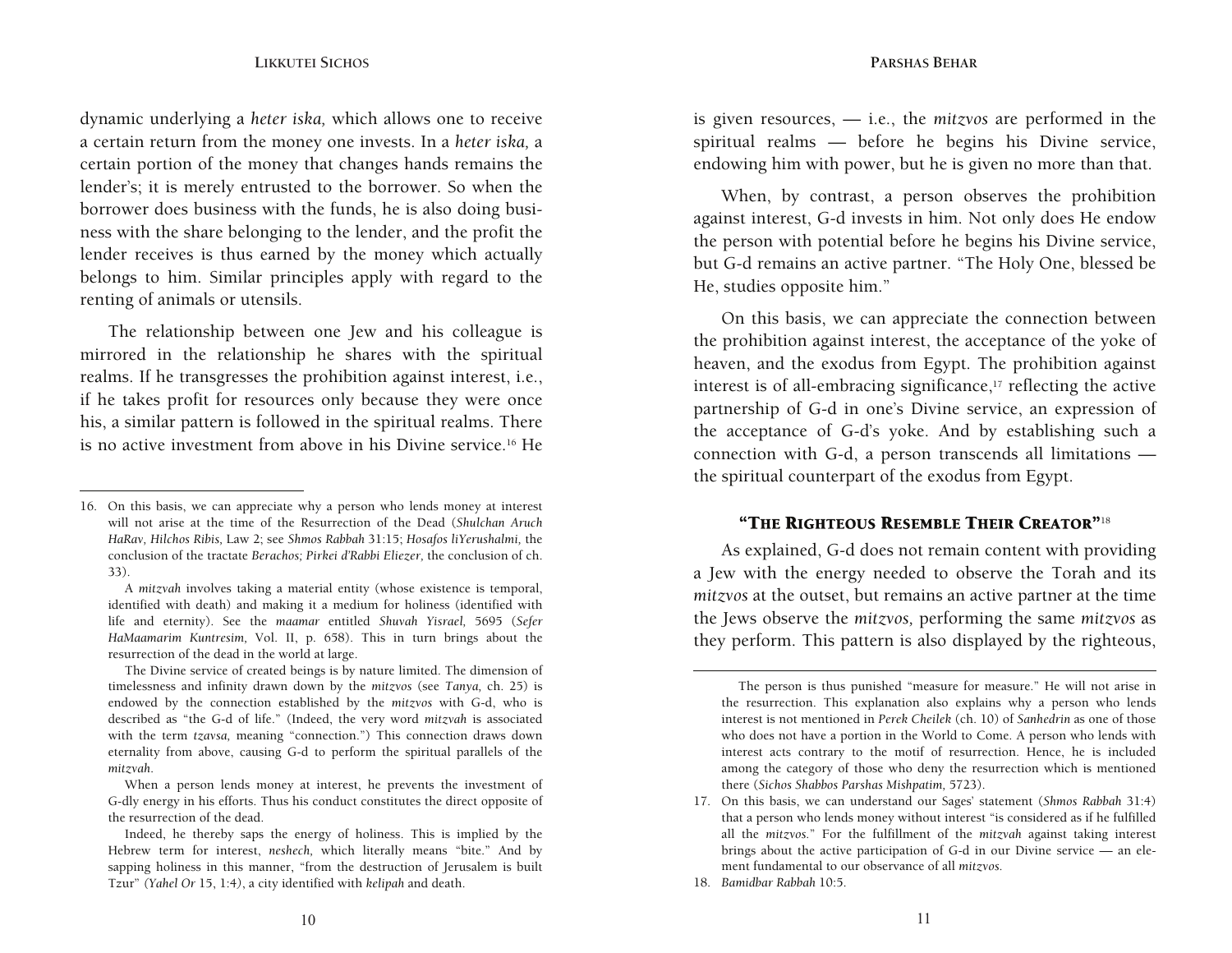dynamic underlying a *heter iska,* which allows one to receive a certain return from the money one invests. In a *heter iska,* a certain portion of the money that changes hands remains the lender's; it is merely entrusted to the borrower. So when the borrower does business with the funds, he is also doing business with the share belonging to the lender, and the profit the lender receives is thus earned by the money which actually belongs to him. Similar principles apply with regard to the renting of animals or utensils.

The relationship between one Jew and his colleague is mirrored in the relationship he shares with the spiritual realms. If he transgresses the prohibition against interest, i.e., if he takes profit for resources only because they were once his, a similar pattern is followed in the spiritual realms. There is no active investment from above in his Divine service.[16] He is given resources, — i.e., the *mitzvos* are performed in the spiritual realms — before he begins his Divine service, endowing him with power, but he is given no more than that.

When, by contrast, a person observes the prohibition against interest, G-d invests in him. Not only does He endow the person with potential before he begins his Divine service, but G-d remains an active partner. "The Holy One, blessed be He, studies opposite him."

On this basis, we can appreciate the connection between the prohibition against interest, the acceptance of the yoke of heaven, and the exodus from Egypt. The prohibition against interest is of all-embracing significance,[17] reflecting the active partnership of G-d in one's Divine service, an expression of the acceptance of G-d's yoke. And by establishing such a connection with G-d, a person transcends all limitations — the spiritual counterpart of the exodus from Egypt.

## "The Righteous Resemble Their Creator"[18]

As explained, G-d does not remain content with providing a Jew with the energy needed to observe the Torah and its *mitzvos* at the outset, but remains an active partner at the time the Jews observe the *mitzvos,* performing the same *mitzvos* as they perform. This pattern is also displayed by the righteous,

---

16. On this basis, we can appreciate why a person who lends money at interest will not arise at the time of the Resurrection of the Dead (*Shulchan Aruch HaRav, Hilchos Ribis,* Law 2; see *Shmos Rabbah* 31:15; *Hosafos liYerushalmi,* the conclusion of the tractate *Berachos; Pirkei d'Rabbi Eliezer,* the conclusion of ch. 33).

 A *mitzvah* involves taking a material entity (whose existence is temporal, identified with death) and making it a medium for holiness (identified with life and eternity). See the *maamar* entitled *Shuvah Yisrael,* 5695 (*Sefer HaMaamarim Kuntresim,* Vol. II, p. 658). This in turn brings about the resurrection of the dead in the world at large.

 The Divine service of created beings is by nature limited. The dimension of timelessness and infinity drawn down by the *mitzvos* (see *Tanya,* ch. 25) is endowed by the connection established by the *mitzvos* with G-d, who is described as "the G-d of life." (Indeed, the very word *mitzvah* is associated with the term *tzavsa,* meaning "connection.") This connection draws down eternality from above, causing G-d to perform the spiritual parallels of the *mitzvah*.

 When a person lends money at interest, he prevents the investment of G-dly energy in his efforts. Thus his conduct constitutes the direct opposite of the resurrection of the dead.

 Indeed, he thereby saps the energy of holiness. This is implied by the Hebrew term for interest, *neshech,* which literally means "bite." And by sapping holiness in this manner, "from the destruction of Jerusalem is built Tzur" *(Yahel Or* 15, 1:4*)*, a city identified with *kelipah* and death.

 The person is thus punished "measure for measure." He will not arise in the resurrection. This explanation also explains why a person who lends interest is not mentioned in *Perek Cheilek* (ch. 10) of *Sanhedrin* as one of those who does not have a portion in the World to Come. A person who lends with interest acts contrary to the motif of resurrection. Hence, he is included among the category of those who deny the resurrection which is mentioned there (*Sichos Shabbos Parshas Mishpatim,* 5723).

17. On this basis, we can understand our Sages' statement (*Shmos Rabbah* 31:4) that a person who lends money without interest "is considered as if he fulfilled all the *mitzvos.*" For the fulfillment of the *mitzvah* against taking interest brings about the active participation of G-d in our Divine service — an element fundamental to our observance of all *mitzvos.*

18. *Bamidbar Rabbah* 10:5.